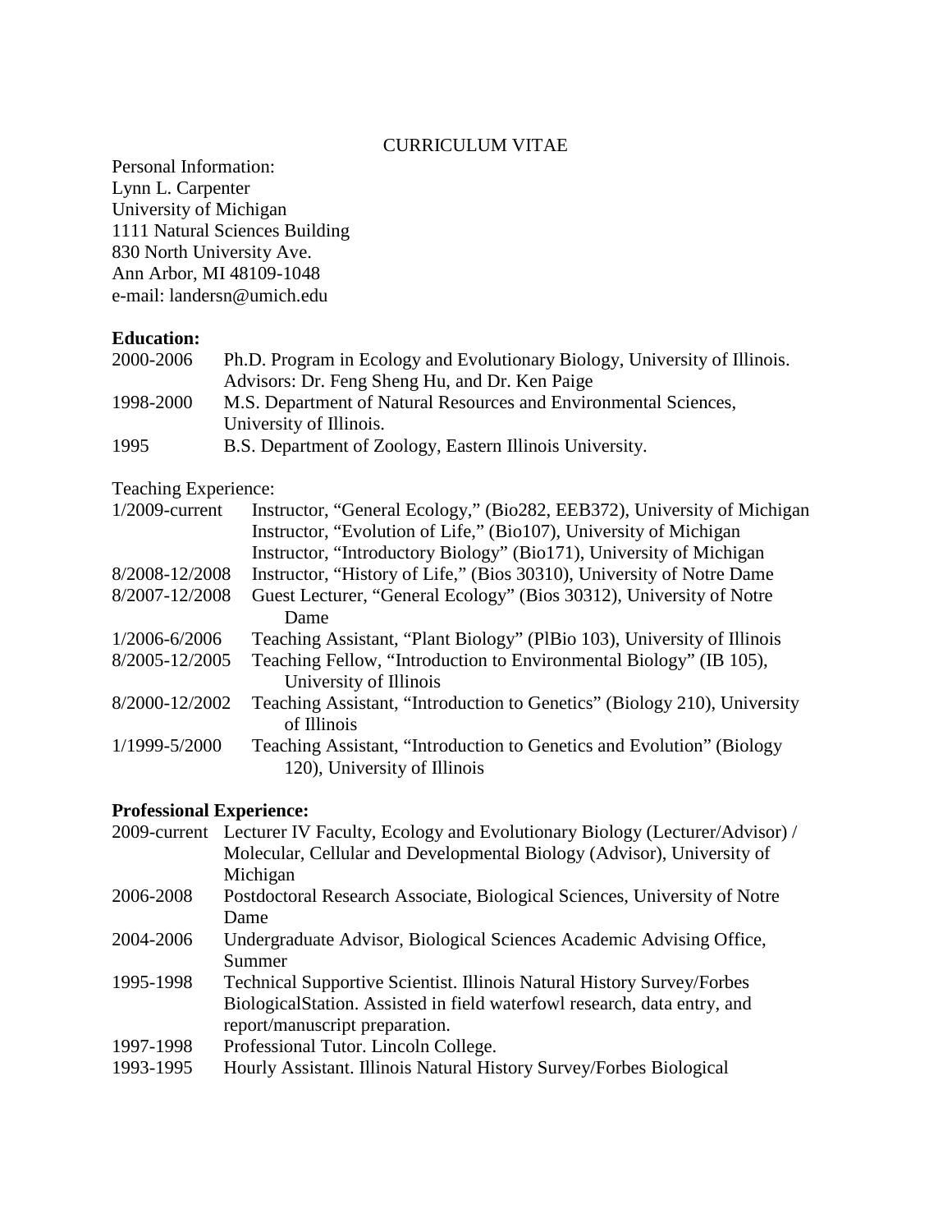CURRICULUM VITAE

Personal Information:
Lynn L. Carpenter
University of Michigan
1111 Natural Sciences Building
830 North University Ave.
Ann Arbor, MI 48109-1048
e-mail: landersn@umich.edu

**Education:**

| | |
|---|---|
| 2000-2006 | Ph.D. Program in Ecology and Evolutionary Biology, University of Illinois. Advisors: Dr. Feng Sheng Hu, and Dr. Ken Paige |
| 1998-2000 | M.S. Department of Natural Resources and Environmental Sciences, University of Illinois. |
| 1995 | B.S. Department of Zoology, Eastern Illinois University. |

Teaching Experience:

| | |
|---|---|
| 1/2009-current | Instructor, "General Ecology," (Bio282, EEB372), University of Michigan |
| | Instructor, "Evolution of Life," (Bio107), University of Michigan |
| | Instructor, "Introductory Biology" (Bio171), University of Michigan |
| 8/2008-12/2008 | Instructor, "History of Life," (Bios 30310), University of Notre Dame |
| 8/2007-12/2008 | Guest Lecturer, "General Ecology" (Bios 30312), University of Notre Dame |
| 1/2006-6/2006 | Teaching Assistant, "Plant Biology" (PlBio 103), University of Illinois |
| 8/2005-12/2005 | Teaching Fellow, "Introduction to Environmental Biology" (IB 105), University of Illinois |
| 8/2000-12/2002 | Teaching Assistant, "Introduction to Genetics" (Biology 210), University of Illinois |
| 1/1999-5/2000 | Teaching Assistant, "Introduction to Genetics and Evolution" (Biology 120), University of Illinois |

**Professional Experience:**

| | |
|---|---|
| 2009-current | Lecturer IV Faculty, Ecology and Evolutionary Biology (Lecturer/Advisor) / Molecular, Cellular and Developmental Biology (Advisor), University of Michigan |
| 2006-2008 | Postdoctoral Research Associate, Biological Sciences, University of Notre Dame |
| 2004-2006 | Undergraduate Advisor, Biological Sciences Academic Advising Office, Summer |
| 1995-1998 | Technical Supportive Scientist. Illinois Natural History Survey/Forbes BiologicalStation. Assisted in field waterfowl research, data entry, and report/manuscript preparation. |
| 1997-1998 | Professional Tutor. Lincoln College. |
| 1993-1995 | Hourly Assistant. Illinois Natural History Survey/Forbes Biological |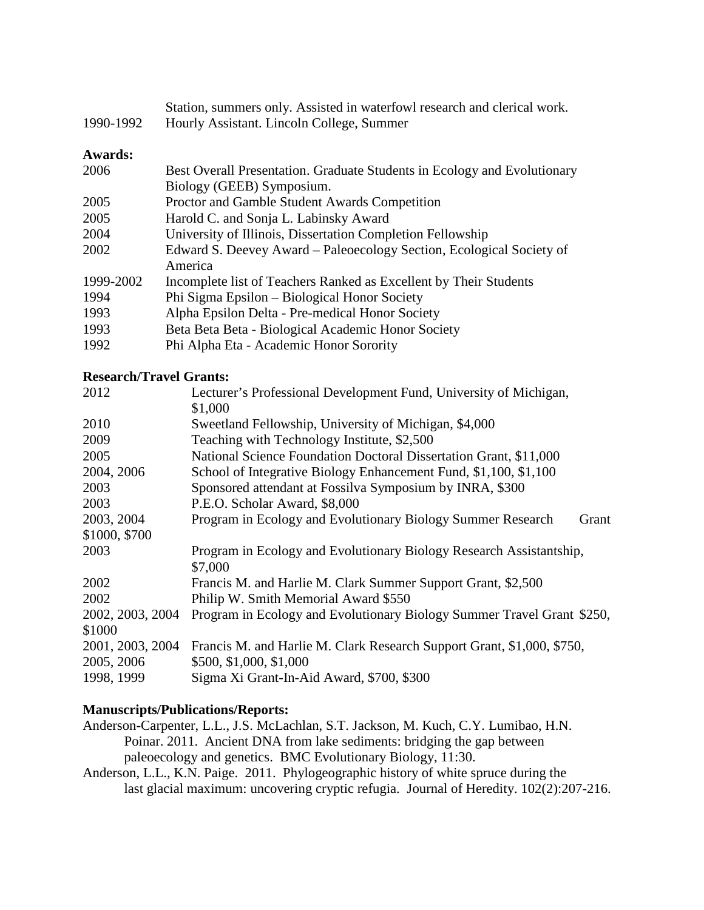Station, summers only. Assisted in waterfowl research and clerical work.

1990-1992 Hourly Assistant. Lincoln College, Summer

**Awards:**

| | |
|---|---|
| 2006 | Best Overall Presentation. Graduate Students in Ecology and Evolutionary Biology (GEEB) Symposium. |
| 2005 | Proctor and Gamble Student Awards Competition |
| 2005 | Harold C. and Sonja L. Labinsky Award |
| 2004 | University of Illinois, Dissertation Completion Fellowship |
| 2002 | Edward S. Deevey Award – Paleoecology Section, Ecological Society of America |
| 1999-2002 | Incomplete list of Teachers Ranked as Excellent by Their Students |
| 1994 | Phi Sigma Epsilon – Biological Honor Society |
| 1993 | Alpha Epsilon Delta - Pre-medical Honor Society |
| 1993 | Beta Beta Beta - Biological Academic Honor Society |
| 1992 | Phi Alpha Eta - Academic Honor Sorority |

**Research/Travel Grants:**

| | |
|---|---|
| 2012 | Lecturer's Professional Development Fund, University of Michigan, $1,000 |
| 2010 | Sweetland Fellowship, University of Michigan, $4,000 |
| 2009 | Teaching with Technology Institute, $2,500 |
| 2005 | National Science Foundation Doctoral Dissertation Grant, $11,000 |
| 2004, 2006 | School of Integrative Biology Enhancement Fund, $1,100, $1,100 |
| 2003 | Sponsored attendant at Fossilva Symposium by INRA, $300 |
| 2003 | P.E.O. Scholar Award, $8,000 |
| 2003, 2004 | Program in Ecology and Evolutionary Biology Summer Research Grant $1000, $700 |
| 2003 | Program in Ecology and Evolutionary Biology Research Assistantship, $7,000 |
| 2002 | Francis M. and Harlie M. Clark Summer Support Grant, $2,500 |
| 2002 | Philip W. Smith Memorial Award $550 |
| 2002, 2003, 2004 | Program in Ecology and Evolutionary Biology Summer Travel Grant $250, $1000 |
| 2001, 2003, 2004 2005, 2006 | Francis M. and Harlie M. Clark Research Support Grant, $1,000, $750, $500, $1,000, $1,000 |
| 1998, 1999 | Sigma Xi Grant-In-Aid Award, $700, $300 |

**Manuscripts/Publications/Reports:**

Anderson-Carpenter, L.L., J.S. McLachlan, S.T. Jackson, M. Kuch, C.Y. Lumibao, H.N. Poinar. 2011. Ancient DNA from lake sediments: bridging the gap between paleoecology and genetics. BMC Evolutionary Biology, 11:30.

Anderson, L.L., K.N. Paige. 2011. Phylogeographic history of white spruce during the last glacial maximum: uncovering cryptic refugia. Journal of Heredity. 102(2):207-216.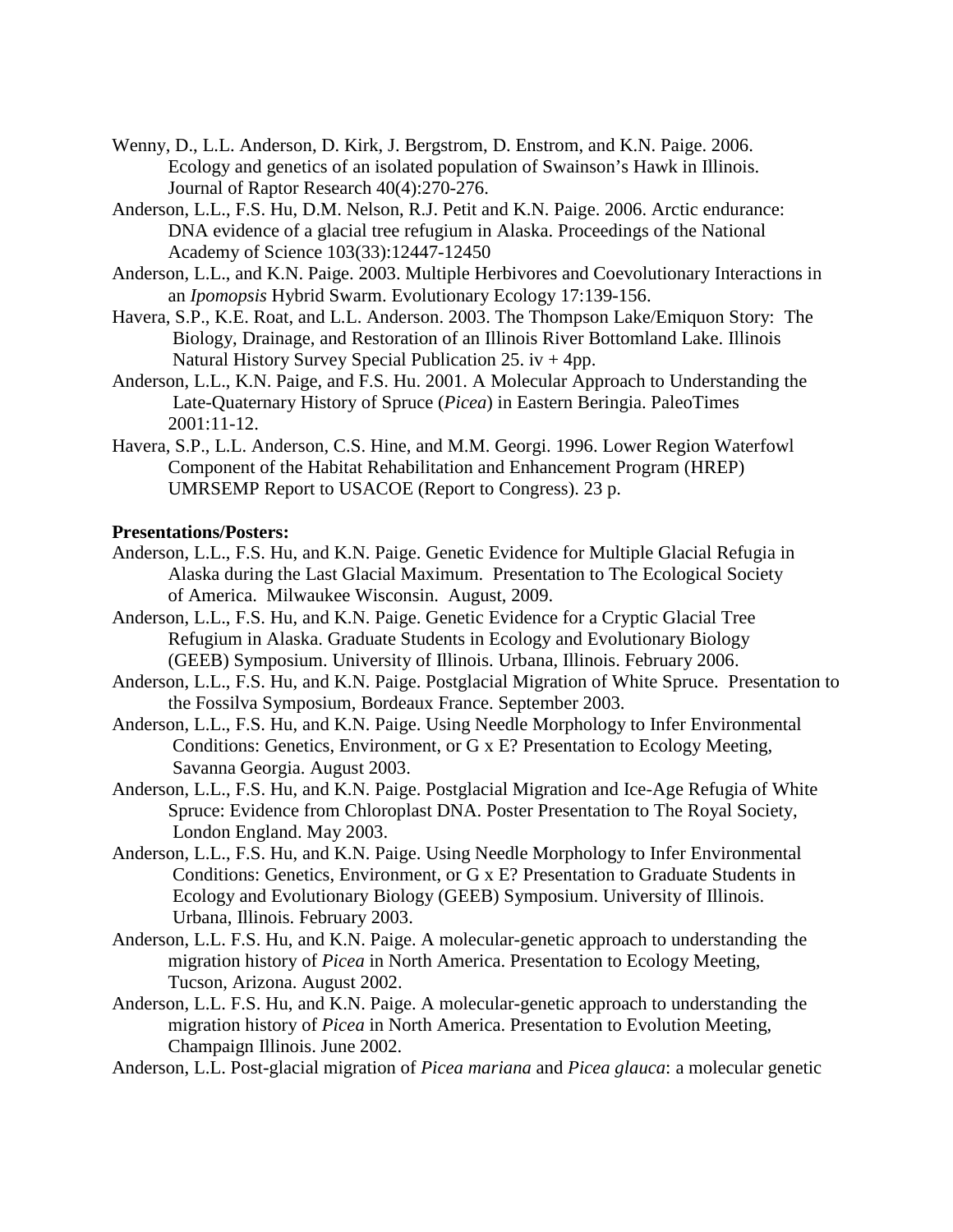Wenny, D., L.L. Anderson, D. Kirk, J. Bergstrom, D. Enstrom, and K.N. Paige. 2006. Ecology and genetics of an isolated population of Swainson's Hawk in Illinois. Journal of Raptor Research 40(4):270-276.

Anderson, L.L., F.S. Hu, D.M. Nelson, R.J. Petit and K.N. Paige. 2006. Arctic endurance: DNA evidence of a glacial tree refugium in Alaska. Proceedings of the National Academy of Science 103(33):12447-12450

Anderson, L.L., and K.N. Paige. 2003. Multiple Herbivores and Coevolutionary Interactions in an *Ipomopsis* Hybrid Swarm. Evolutionary Ecology 17:139-156.

Havera, S.P., K.E. Roat, and L.L. Anderson. 2003. The Thompson Lake/Emiquon Story: The Biology, Drainage, and Restoration of an Illinois River Bottomland Lake. Illinois Natural History Survey Special Publication 25. iv + 4pp.

Anderson, L.L., K.N. Paige, and F.S. Hu. 2001. A Molecular Approach to Understanding the Late-Quaternary History of Spruce (*Picea*) in Eastern Beringia. PaleoTimes 2001:11-12.

Havera, S.P., L.L. Anderson, C.S. Hine, and M.M. Georgi. 1996. Lower Region Waterfowl Component of the Habitat Rehabilitation and Enhancement Program (HREP) UMRSEMP Report to USACOE (Report to Congress). 23 p.

**Presentations/Posters:**

Anderson, L.L., F.S. Hu, and K.N. Paige. Genetic Evidence for Multiple Glacial Refugia in Alaska during the Last Glacial Maximum. Presentation to The Ecological Society of America. Milwaukee Wisconsin. August, 2009.

Anderson, L.L., F.S. Hu, and K.N. Paige. Genetic Evidence for a Cryptic Glacial Tree Refugium in Alaska. Graduate Students in Ecology and Evolutionary Biology (GEEB) Symposium. University of Illinois. Urbana, Illinois. February 2006.

Anderson, L.L., F.S. Hu, and K.N. Paige. Postglacial Migration of White Spruce. Presentation to the Fossilva Symposium, Bordeaux France. September 2003.

Anderson, L.L., F.S. Hu, and K.N. Paige. Using Needle Morphology to Infer Environmental Conditions: Genetics, Environment, or G x E? Presentation to Ecology Meeting, Savanna Georgia. August 2003.

Anderson, L.L., F.S. Hu, and K.N. Paige. Postglacial Migration and Ice-Age Refugia of White Spruce: Evidence from Chloroplast DNA. Poster Presentation to The Royal Society, London England. May 2003.

Anderson, L.L., F.S. Hu, and K.N. Paige. Using Needle Morphology to Infer Environmental Conditions: Genetics, Environment, or G x E? Presentation to Graduate Students in Ecology and Evolutionary Biology (GEEB) Symposium. University of Illinois. Urbana, Illinois. February 2003.

Anderson, L.L. F.S. Hu, and K.N. Paige. A molecular-genetic approach to understanding the migration history of *Picea* in North America. Presentation to Ecology Meeting, Tucson, Arizona. August 2002.

Anderson, L.L. F.S. Hu, and K.N. Paige. A molecular-genetic approach to understanding the migration history of *Picea* in North America. Presentation to Evolution Meeting, Champaign Illinois. June 2002.

Anderson, L.L. Post-glacial migration of *Picea mariana* and *Picea glauca*: a molecular genetic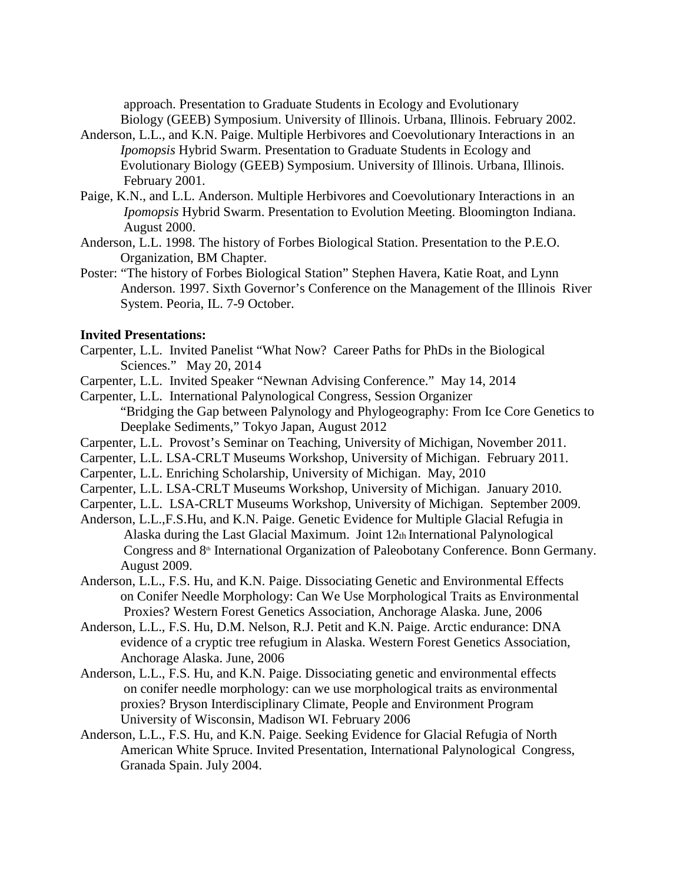approach. Presentation to Graduate Students in Ecology and Evolutionary Biology (GEEB) Symposium. University of Illinois. Urbana, Illinois. February 2002.

Anderson, L.L., and K.N. Paige. Multiple Herbivores and Coevolutionary Interactions in an *Ipomopsis* Hybrid Swarm. Presentation to Graduate Students in Ecology and Evolutionary Biology (GEEB) Symposium. University of Illinois. Urbana, Illinois. February 2001.

Paige, K.N., and L.L. Anderson. Multiple Herbivores and Coevolutionary Interactions in an *Ipomopsis* Hybrid Swarm. Presentation to Evolution Meeting. Bloomington Indiana. August 2000.

Anderson, L.L. 1998. The history of Forbes Biological Station. Presentation to the P.E.O. Organization, BM Chapter.

Poster: "The history of Forbes Biological Station" Stephen Havera, Katie Roat, and Lynn Anderson. 1997. Sixth Governor's Conference on the Management of the Illinois River System. Peoria, IL. 7-9 October.

**Invited Presentations:**

Carpenter, L.L. Invited Panelist "What Now? Career Paths for PhDs in the Biological Sciences." May 20, 2014

Carpenter, L.L. Invited Speaker "Newnan Advising Conference." May 14, 2014

Carpenter, L.L. International Palynological Congress, Session Organizer "Bridging the Gap between Palynology and Phylogeography: From Ice Core Genetics to Deeplake Sediments," Tokyo Japan, August 2012

Carpenter, L.L. Provost's Seminar on Teaching, University of Michigan, November 2011.

Carpenter, L.L. LSA-CRLT Museums Workshop, University of Michigan. February 2011.

Carpenter, L.L. Enriching Scholarship, University of Michigan. May, 2010

Carpenter, L.L. LSA-CRLT Museums Workshop, University of Michigan. January 2010.

Carpenter, L.L. LSA-CRLT Museums Workshop, University of Michigan. September 2009.

Anderson, L.L.,F.S.Hu, and K.N. Paige. Genetic Evidence for Multiple Glacial Refugia in Alaska during the Last Glacial Maximum. Joint 12th International Palynological Congress and 8th International Organization of Paleobotany Conference. Bonn Germany. August 2009.

Anderson, L.L., F.S. Hu, and K.N. Paige. Dissociating Genetic and Environmental Effects on Conifer Needle Morphology: Can We Use Morphological Traits as Environmental Proxies? Western Forest Genetics Association, Anchorage Alaska. June, 2006

Anderson, L.L., F.S. Hu, D.M. Nelson, R.J. Petit and K.N. Paige. Arctic endurance: DNA evidence of a cryptic tree refugium in Alaska. Western Forest Genetics Association, Anchorage Alaska. June, 2006

Anderson, L.L., F.S. Hu, and K.N. Paige. Dissociating genetic and environmental effects on conifer needle morphology: can we use morphological traits as environmental proxies? Bryson Interdisciplinary Climate, People and Environment Program University of Wisconsin, Madison WI. February 2006

Anderson, L.L., F.S. Hu, and K.N. Paige. Seeking Evidence for Glacial Refugia of North American White Spruce. Invited Presentation, International Palynological Congress, Granada Spain. July 2004.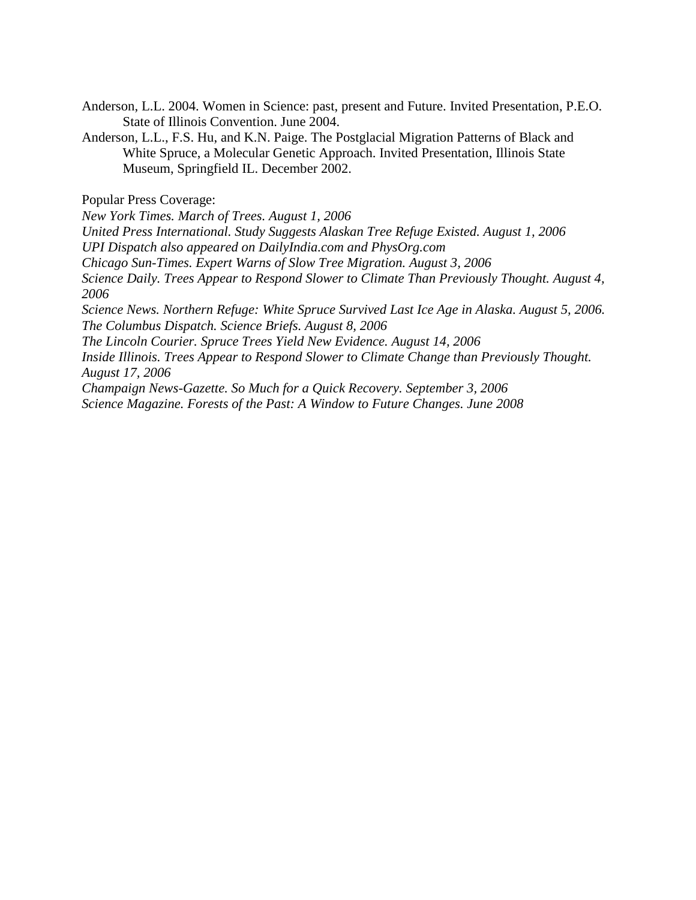Anderson, L.L. 2004. Women in Science: past, present and Future. Invited Presentation, P.E.O. State of Illinois Convention. June 2004.

Anderson, L.L., F.S. Hu, and K.N. Paige. The Postglacial Migration Patterns of Black and White Spruce, a Molecular Genetic Approach. Invited Presentation, Illinois State Museum, Springfield IL. December 2002.

Popular Press Coverage:

*New York Times. March of Trees. August 1, 2006*
*United Press International. Study Suggests Alaskan Tree Refuge Existed. August 1, 2006*
*UPI Dispatch also appeared on DailyIndia.com and PhysOrg.com*
*Chicago Sun-Times. Expert Warns of Slow Tree Migration. August 3, 2006*
*Science Daily. Trees Appear to Respond Slower to Climate Than Previously Thought. August 4, 2006*
*Science News. Northern Refuge: White Spruce Survived Last Ice Age in Alaska. August 5, 2006.*
*The Columbus Dispatch. Science Briefs. August 8, 2006*
*The Lincoln Courier. Spruce Trees Yield New Evidence. August 14, 2006*
*Inside Illinois. Trees Appear to Respond Slower to Climate Change than Previously Thought. August 17, 2006*
*Champaign News-Gazette. So Much for a Quick Recovery. September 3, 2006*
*Science Magazine. Forests of the Past: A Window to Future Changes. June 2008*